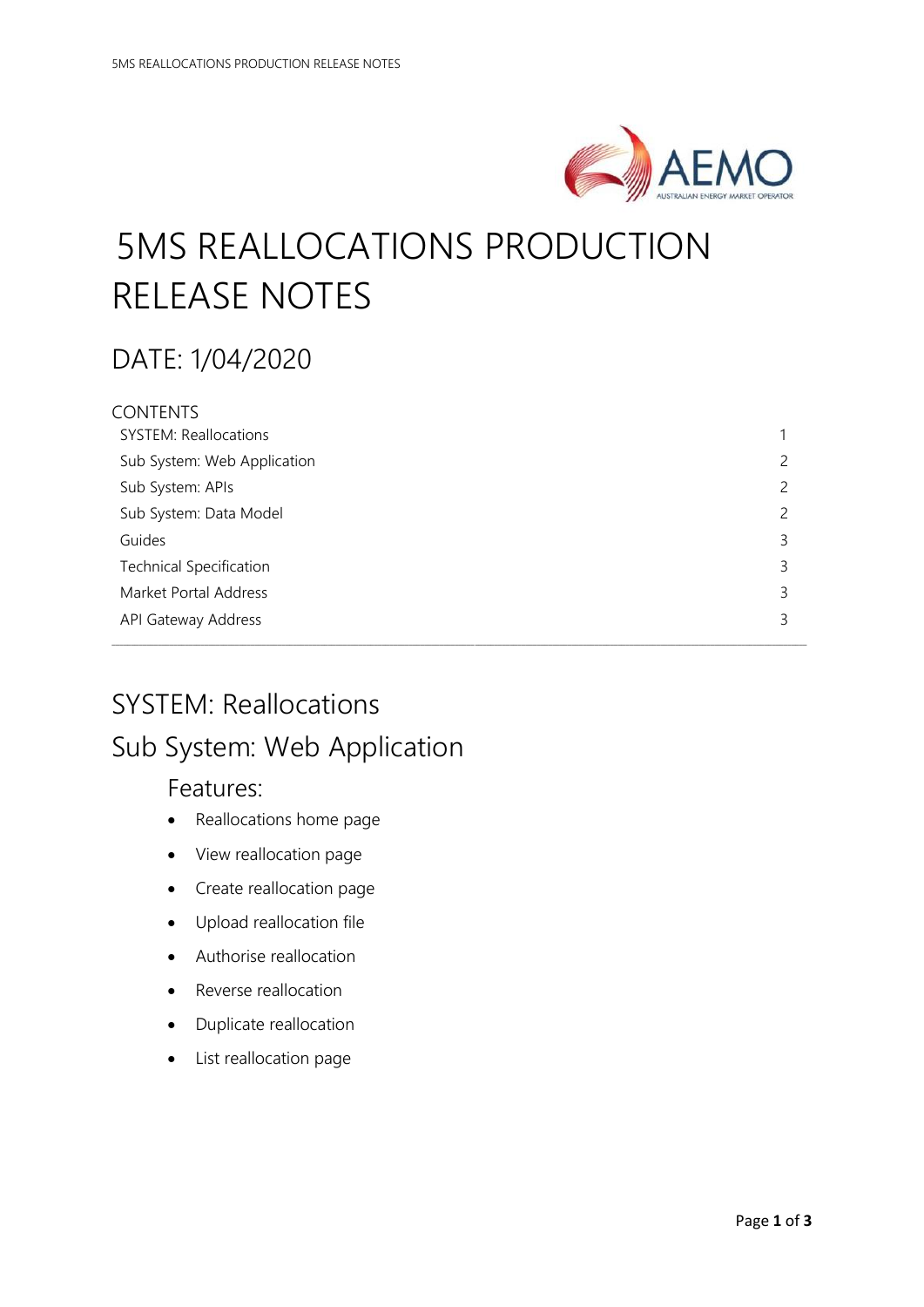# 5MS REALLOCATIONS PRODUCTION RELEASE NOTES

## DATE: 1/04/2020

CONTENTS

| | |
|---|---|
| SYSTEM: Reallocations | 1 |
| Sub System: Web Application | 2 |
| Sub System: APIs | 2 |
| Sub System: Data Model | 2 |
| Guides | 3 |
| Technical Specification | 3 |
| Market Portal Address | 3 |
| API Gateway Address | 3 |

---

## SYSTEM: Reallocations

## Sub System: Web Application

### Features:

- Reallocations home page
- View reallocation page
- Create reallocation page
- Upload reallocation file
- Authorise reallocation
- Reverse reallocation
- Duplicate reallocation
- List reallocation page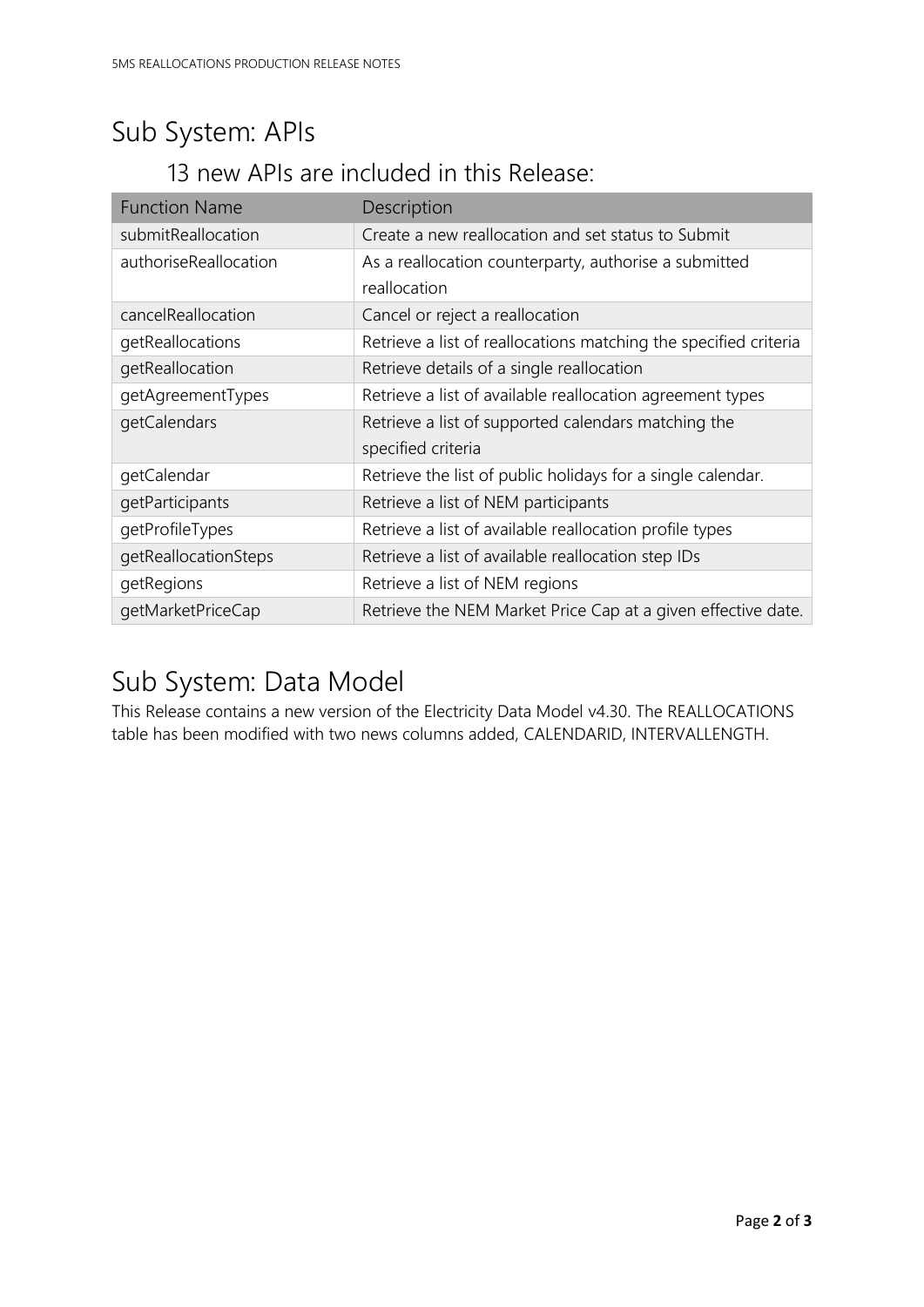# Sub System: APIs

## 13 new APIs are included in this Release:

| Function Name | Description |
| --- | --- |
| submitReallocation | Create a new reallocation and set status to Submit |
| authoriseReallocation | As a reallocation counterparty, authorise a submitted reallocation |
| cancelReallocation | Cancel or reject a reallocation |
| getReallocations | Retrieve a list of reallocations matching the specified criteria |
| getReallocation | Retrieve details of a single reallocation |
| getAgreementTypes | Retrieve a list of available reallocation agreement types |
| getCalendars | Retrieve a list of supported calendars matching the specified criteria |
| getCalendar | Retrieve the list of public holidays for a single calendar. |
| getParticipants | Retrieve a list of NEM participants |
| getProfileTypes | Retrieve a list of available reallocation profile types |
| getReallocationSteps | Retrieve a list of available reallocation step IDs |
| getRegions | Retrieve a list of NEM regions |
| getMarketPriceCap | Retrieve the NEM Market Price Cap at a given effective date. |

# Sub System: Data Model

This Release contains a new version of the Electricity Data Model v4.30. The REALLOCATIONS table has been modified with two news columns added, CALENDARID, INTERVALLENGTH.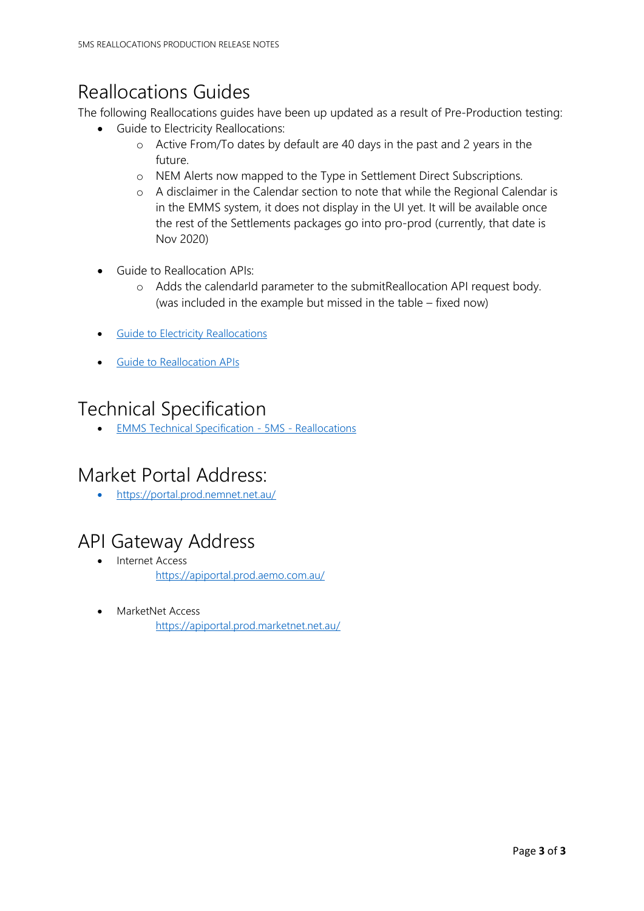# Reallocations Guides

The following Reallocations guides have been up updated as a result of Pre-Production testing:

- Guide to Electricity Reallocations:
  - Active From/To dates by default are 40 days in the past and 2 years in the future.
  - NEM Alerts now mapped to the Type in Settlement Direct Subscriptions.
  - A disclaimer in the Calendar section to note that while the Regional Calendar is in the EMMS system, it does not display in the UI yet. It will be available once the rest of the Settlements packages go into pro-prod (currently, that date is Nov 2020)
- Guide to Reallocation APIs:
  - Adds the calendarId parameter to the submitReallocation API request body. (was included in the example but missed in the table – fixed now)
- Guide to Electricity Reallocations
- Guide to Reallocation APIs

# Technical Specification

- EMMS Technical Specification - 5MS - Reallocations

# Market Portal Address:

- https://portal.prod.nemnet.net.au/

# API Gateway Address

- Internet Access
  https://apiportal.prod.aemo.com.au/
- MarketNet Access
  https://apiportal.prod.marketnet.net.au/